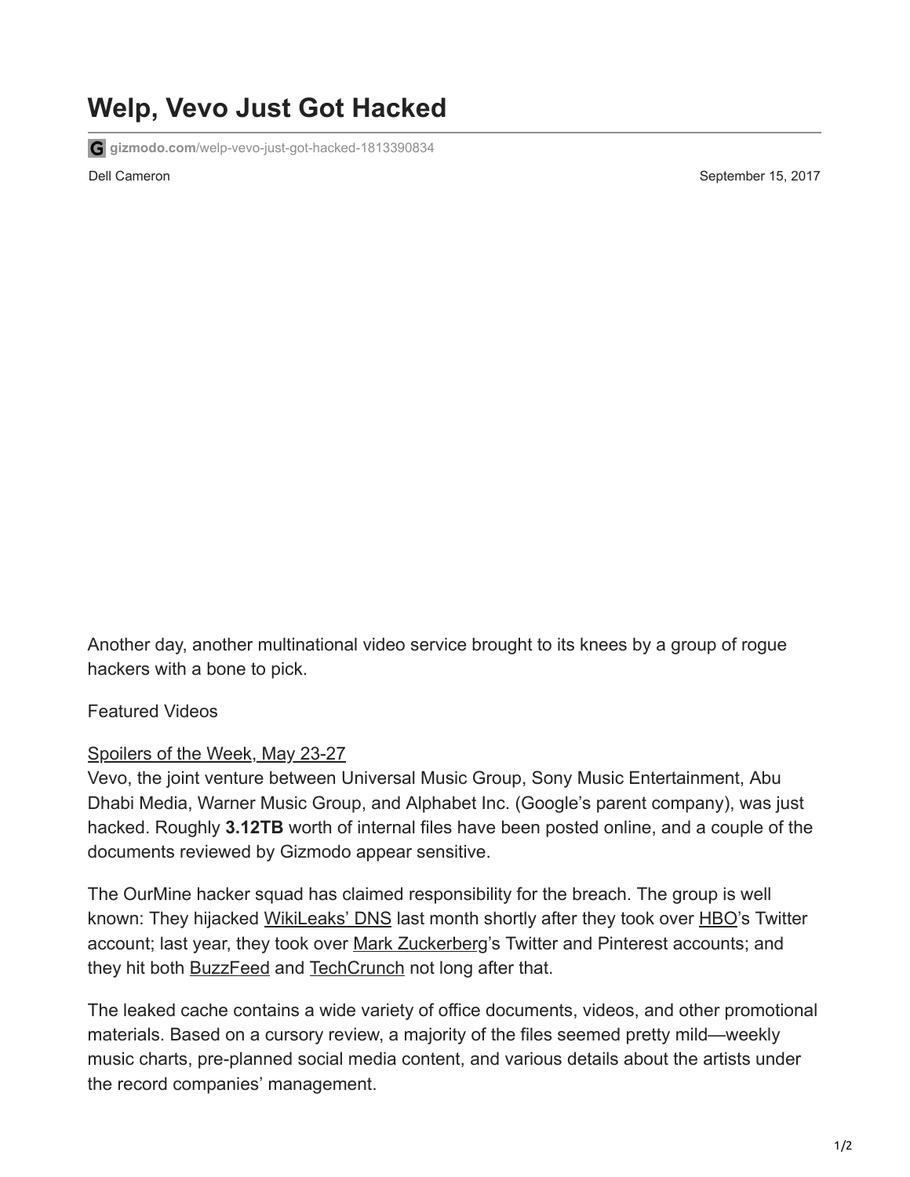# Welp, Vevo Just Got Hacked

gizmodo.com/welp-vevo-just-got-hacked-1813390834

Dell Cameron

September 15, 2017

Another day, another multinational video service brought to its knees by a group of rogue hackers with a bone to pick.

Featured Videos

Spoilers of the Week, May 23-27

Vevo, the joint venture between Universal Music Group, Sony Music Entertainment, Abu Dhabi Media, Warner Music Group, and Alphabet Inc. (Google's parent company), was just hacked. Roughly **3.12TB** worth of internal files have been posted online, and a couple of the documents reviewed by Gizmodo appear sensitive.

The OurMine hacker squad has claimed responsibility for the breach. The group is well known: They hijacked WikiLeaks' DNS last month shortly after they took over HBO's Twitter account; last year, they took over Mark Zuckerberg's Twitter and Pinterest accounts; and they hit both BuzzFeed and TechCrunch not long after that.

The leaked cache contains a wide variety of office documents, videos, and other promotional materials. Based on a cursory review, a majority of the files seemed pretty mild—weekly music charts, pre-planned social media content, and various details about the artists under the record companies' management.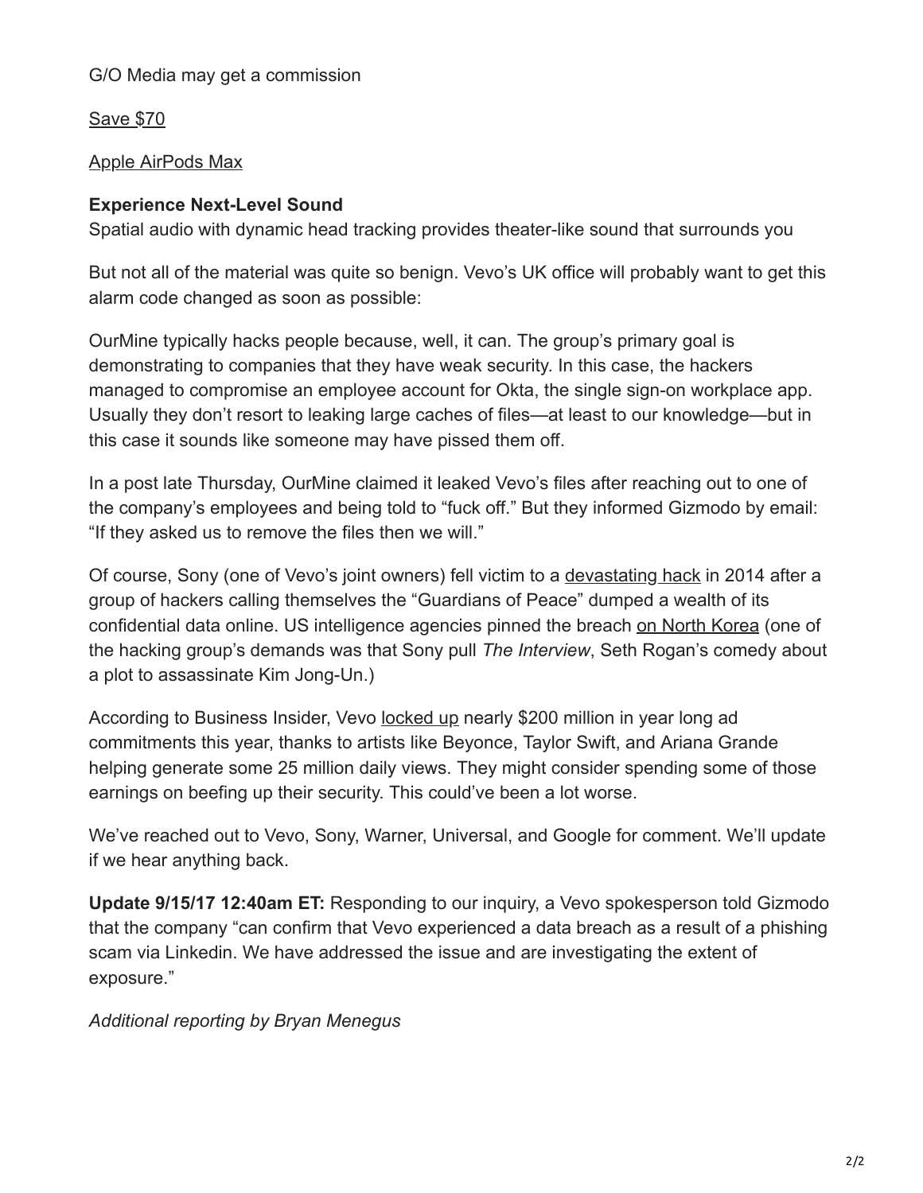G/O Media may get a commission

Save $70

Apple AirPods Max

**Experience Next-Level Sound**
Spatial audio with dynamic head tracking provides theater-like sound that surrounds you

But not all of the material was quite so benign. Vevo's UK office will probably want to get this alarm code changed as soon as possible:

OurMine typically hacks people because, well, it can. The group's primary goal is demonstrating to companies that they have weak security. In this case, the hackers managed to compromise an employee account for Okta, the single sign-on workplace app. Usually they don't resort to leaking large caches of files—at least to our knowledge—but in this case it sounds like someone may have pissed them off.

In a post late Thursday, OurMine claimed it leaked Vevo's files after reaching out to one of the company's employees and being told to "fuck off." But they informed Gizmodo by email: "If they asked us to remove the files then we will."

Of course, Sony (one of Vevo's joint owners) fell victim to a devastating hack in 2014 after a group of hackers calling themselves the "Guardians of Peace" dumped a wealth of its confidential data online. US intelligence agencies pinned the breach on North Korea (one of the hacking group's demands was that Sony pull *The Interview*, Seth Rogan's comedy about a plot to assassinate Kim Jong-Un.)

According to Business Insider, Vevo locked up nearly $200 million in year long ad commitments this year, thanks to artists like Beyonce, Taylor Swift, and Ariana Grande helping generate some 25 million daily views. They might consider spending some of those earnings on beefing up their security. This could've been a lot worse.

We've reached out to Vevo, Sony, Warner, Universal, and Google for comment. We'll update if we hear anything back.

**Update 9/15/17 12:40am ET:** Responding to our inquiry, a Vevo spokesperson told Gizmodo that the company "can confirm that Vevo experienced a data breach as a result of a phishing scam via Linkedin. We have addressed the issue and are investigating the extent of exposure."

*Additional reporting by Bryan Menegus*